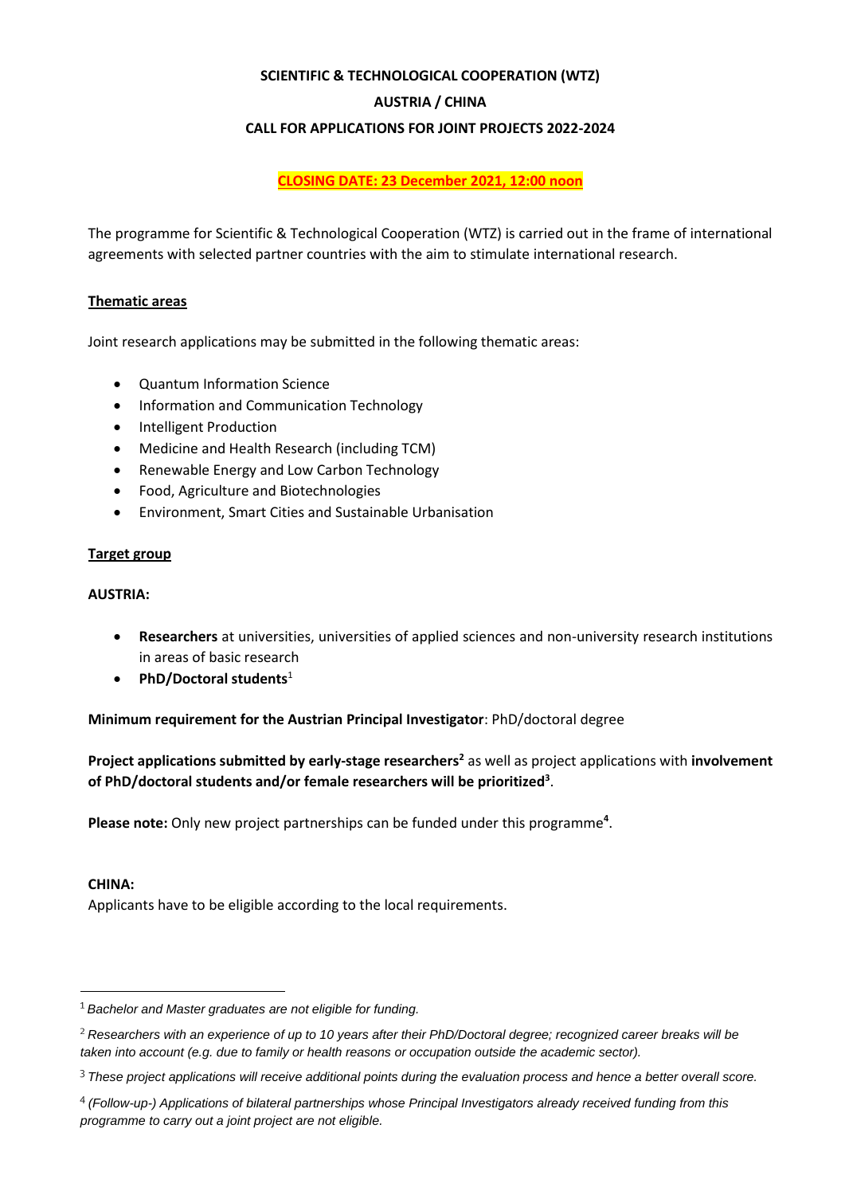**SCIENTIFIC & TECHNOLOGICAL COOPERATION (WTZ)**

**AUSTRIA / CHINA**

**CALL FOR APPLICATIONS FOR JOINT PROJECTS 2022-2024**

**CLOSING DATE: 23 December 2021, 12:00 noon**

The programme for Scientific & Technological Cooperation (WTZ) is carried out in the frame of international agreements with selected partner countries with the aim to stimulate international research.

**Thematic areas**

Joint research applications may be submitted in the following thematic areas:

- Quantum Information Science
- Information and Communication Technology
- Intelligent Production
- Medicine and Health Research (including TCM)
- Renewable Energy and Low Carbon Technology
- Food, Agriculture and Biotechnologies
- Environment, Smart Cities and Sustainable Urbanisation

**Target group**

**AUSTRIA:**

- **Researchers** at universities, universities of applied sciences and non-university research institutions in areas of basic research
- **PhD/Doctoral students**[1]

**Minimum requirement for the Austrian Principal Investigator**: PhD/doctoral degree

**Project applications submitted by early-stage researchers[2]** as well as project applications with **involvement of PhD/doctoral students and/or female researchers will be prioritized[3]**.

**Please note:** Only new project partnerships can be funded under this programme[4].

**CHINA:**

Applicants have to be eligible according to the local requirements.

---

[1] *Bachelor and Master graduates are not eligible for funding.*

[2] *Researchers with an experience of up to 10 years after their PhD/Doctoral degree; recognized career breaks will be taken into account (e.g. due to family or health reasons or occupation outside the academic sector).*

[3] *These project applications will receive additional points during the evaluation process and hence a better overall score.*

[4] *(Follow-up-) Applications of bilateral partnerships whose Principal Investigators already received funding from this programme to carry out a joint project are not eligible.*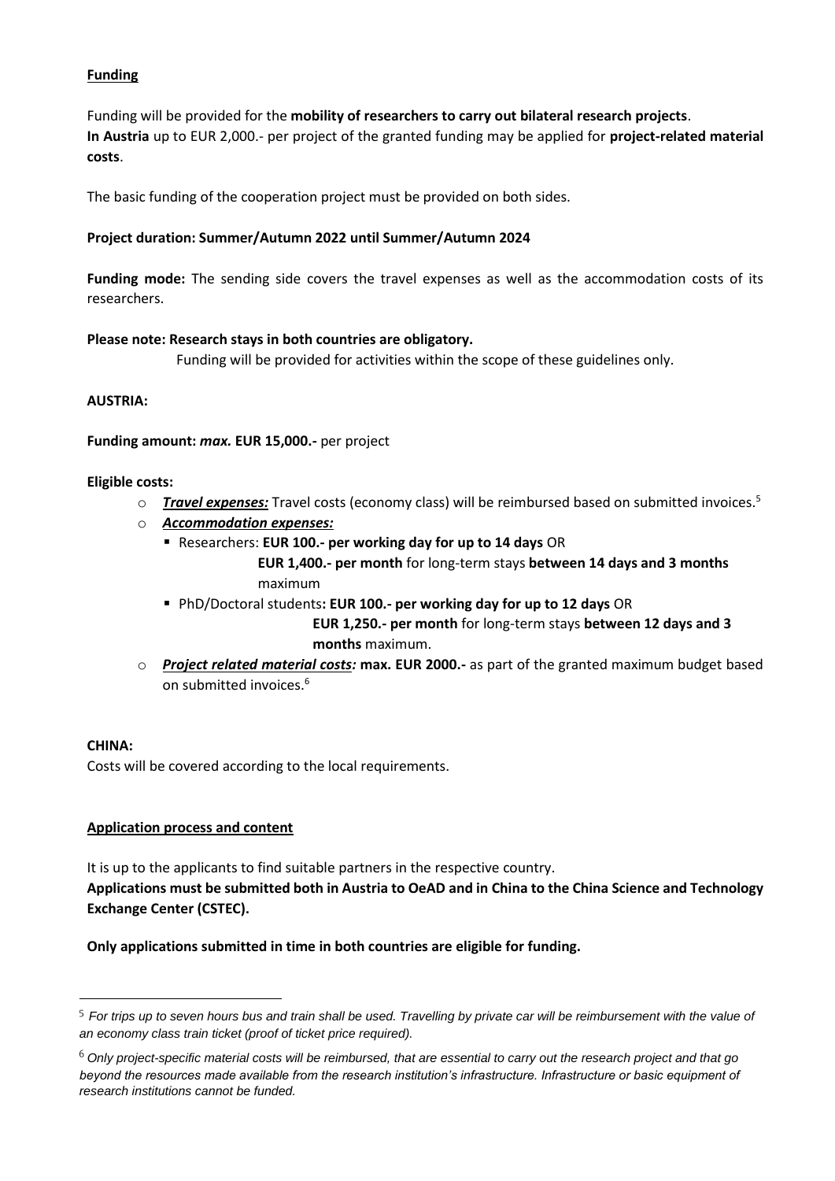**Funding**

Funding will be provided for the **mobility of researchers to carry out bilateral research projects**.
**In Austria** up to EUR 2,000.- per project of the granted funding may be applied for **project-related material costs**.

The basic funding of the cooperation project must be provided on both sides.

**Project duration: Summer/Autumn 2022 until Summer/Autumn 2024**

**Funding mode:** The sending side covers the travel expenses as well as the accommodation costs of its researchers.

**Please note: Research stays in both countries are obligatory.**
Funding will be provided for activities within the scope of these guidelines only.

**AUSTRIA:**

**Funding amount:** ***max.*** **EUR 15,000.-** per project

**Eligible costs:**

- ***Travel expenses:*** Travel costs (economy class) will be reimbursed based on submitted invoices.[5]
- ***Accommodation expenses:***
  - Researchers: **EUR 100.- per working day for up to 14 days** OR
    **EUR 1,400.- per month** for long-term stays **between 14 days and 3 months** maximum
  - PhD/Doctoral students**: EUR 100.- per working day for up to 12 days** OR
    **EUR 1,250.- per month** for long-term stays **between 12 days and 3 months** maximum.
- ***Project related material costs:*** **max. EUR 2000.-** as part of the granted maximum budget based on submitted invoices.[6]

**CHINA:**
Costs will be covered according to the local requirements.

**Application process and content**

It is up to the applicants to find suitable partners in the respective country.
**Applications must be submitted both in Austria to OeAD and in China to the China Science and Technology Exchange Center (CSTEC).**

**Only applications submitted in time in both countries are eligible for funding.**

---

[5] *For trips up to seven hours bus and train shall be used. Travelling by private car will be reimbursement with the value of an economy class train ticket (proof of ticket price required).*

[6] *Only project-specific material costs will be reimbursed, that are essential to carry out the research project and that go beyond the resources made available from the research institution's infrastructure. Infrastructure or basic equipment of research institutions cannot be funded.*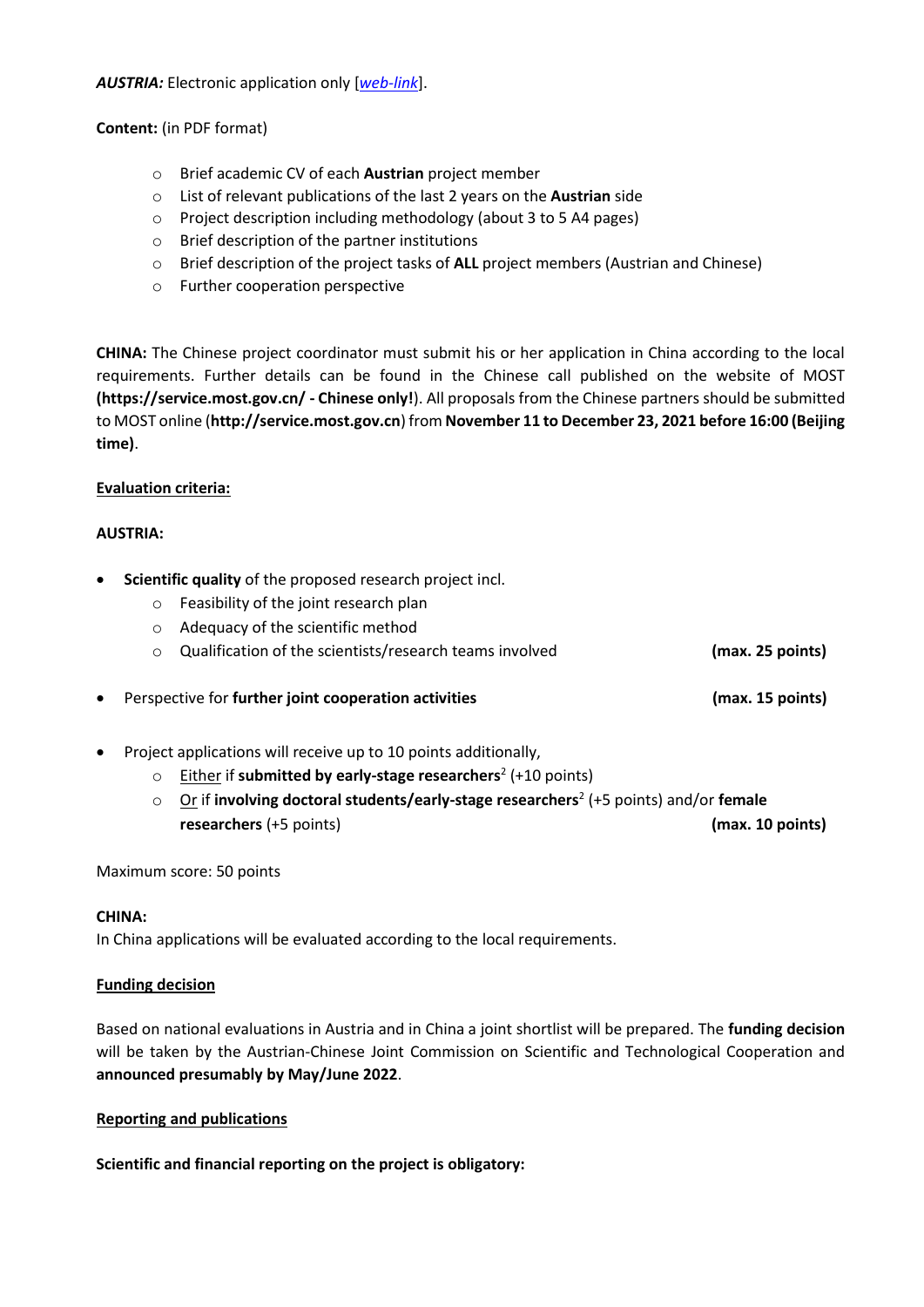***AUSTRIA:*** Electronic application only [*web-link*].

**Content:** (in PDF format)

- Brief academic CV of each **Austrian** project member
- List of relevant publications of the last 2 years on the **Austrian** side
- Project description including methodology (about 3 to 5 A4 pages)
- Brief description of the partner institutions
- Brief description of the project tasks of **ALL** project members (Austrian and Chinese)
- Further cooperation perspective

**CHINA:** The Chinese project coordinator must submit his or her application in China according to the local requirements. Further details can be found in the Chinese call published on the website of MOST **(https://service.most.gov.cn/ - Chinese only!**). All proposals from the Chinese partners should be submitted to MOST online (**http://service.most.gov.cn**) from **November 11 to December 23, 2021 before 16:00 (Beijing time)**.

**Evaluation criteria:**

**AUSTRIA:**

- **Scientific quality** of the proposed research project incl.
    - Feasibility of the joint research plan
    - Adequacy of the scientific method
    - Qualification of the scientists/research teams involved **(max. 25 points)**
- Perspective for **further joint cooperation activities** **(max. 15 points)**
- Project applications will receive up to 10 points additionally,
    - Either if **submitted by early-stage researchers**[2] (+10 points)
    - Or if **involving doctoral students/early-stage researchers**[2] (+5 points) and/or **female researchers** (+5 points) **(max. 10 points)**

Maximum score: 50 points

**CHINA:**
In China applications will be evaluated according to the local requirements.

**Funding decision**

Based on national evaluations in Austria and in China a joint shortlist will be prepared. The **funding decision** will be taken by the Austrian-Chinese Joint Commission on Scientific and Technological Cooperation and **announced presumably by May/June 2022**.

**Reporting and publications**

**Scientific and financial reporting on the project is obligatory:**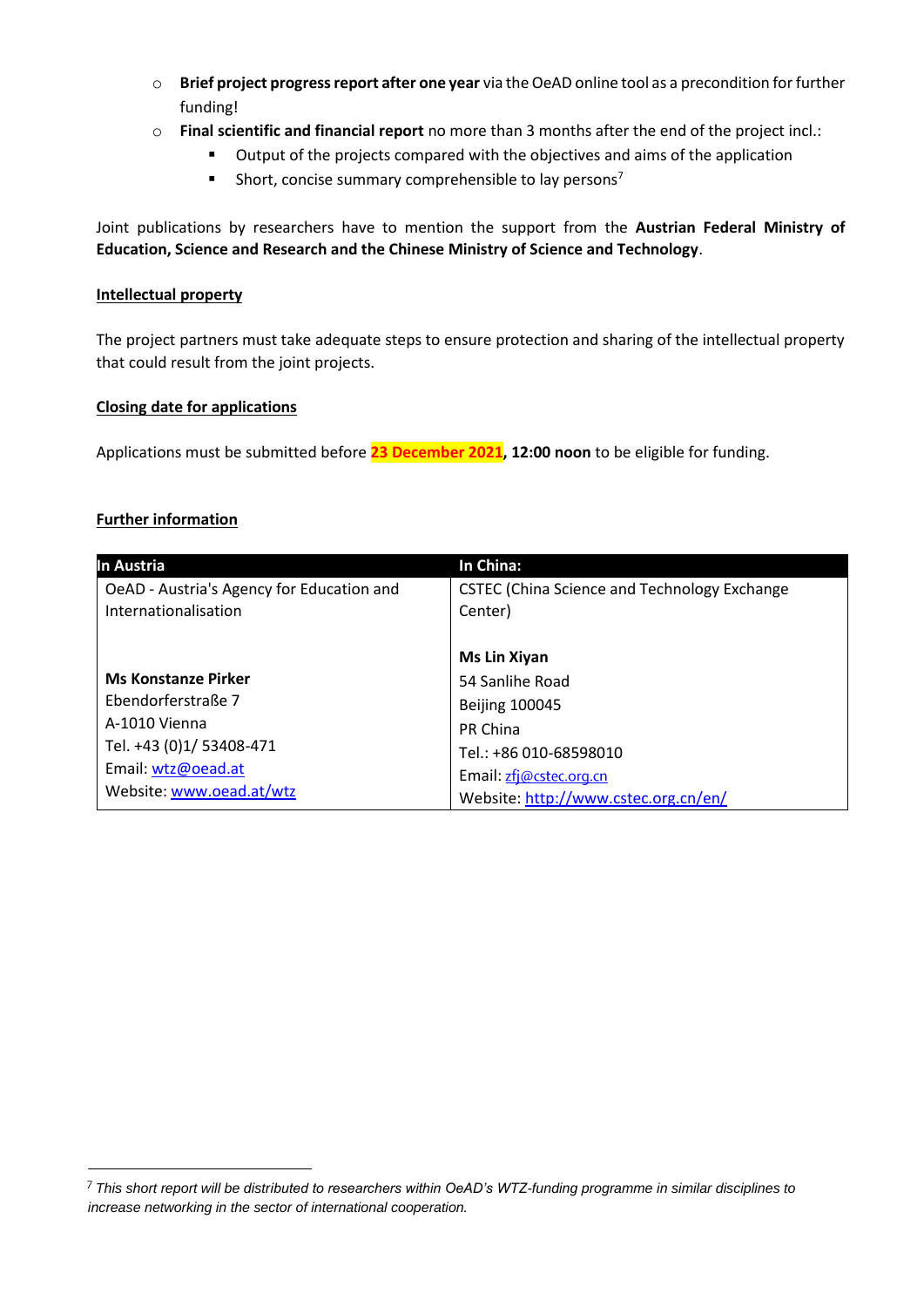- **Brief project progress report after one year** via the OeAD online tool as a precondition for further funding!
- **Final scientific and financial report** no more than 3 months after the end of the project incl.:
  - Output of the projects compared with the objectives and aims of the application
  - Short, concise summary comprehensible to lay persons[7]

Joint publications by researchers have to mention the support from the **Austrian Federal Ministry of Education, Science and Research and the Chinese Ministry of Science and Technology**.

**Intellectual property**

The project partners must take adequate steps to ensure protection and sharing of the intellectual property that could result from the joint projects.

**Closing date for applications**

Applications must be submitted before **23 December 2021, 12:00 noon** to be eligible for funding.

**Further information**

| In Austria | In China: |
|---|---|
| OeAD - Austria's Agency for Education and Internationalisation<br><br>**Ms Konstanze Pirker**<br>Ebendorferstraße 7<br>A-1010 Vienna<br>Tel. +43 (0)1/ 53408-471<br>Email: wtz@oead.at<br>Website: www.oead.at/wtz | CSTEC (China Science and Technology Exchange Center)<br><br>**Ms Lin Xiyan**<br>54 Sanlihe Road<br>Beijing 100045<br>PR China<br>Tel.: +86 010-68598010<br>Email: zfj@cstec.org.cn<br>Website: http://www.cstec.org.cn/en/ |

[7] *This short report will be distributed to researchers within OeAD's WTZ-funding programme in similar disciplines to increase networking in the sector of international cooperation.*